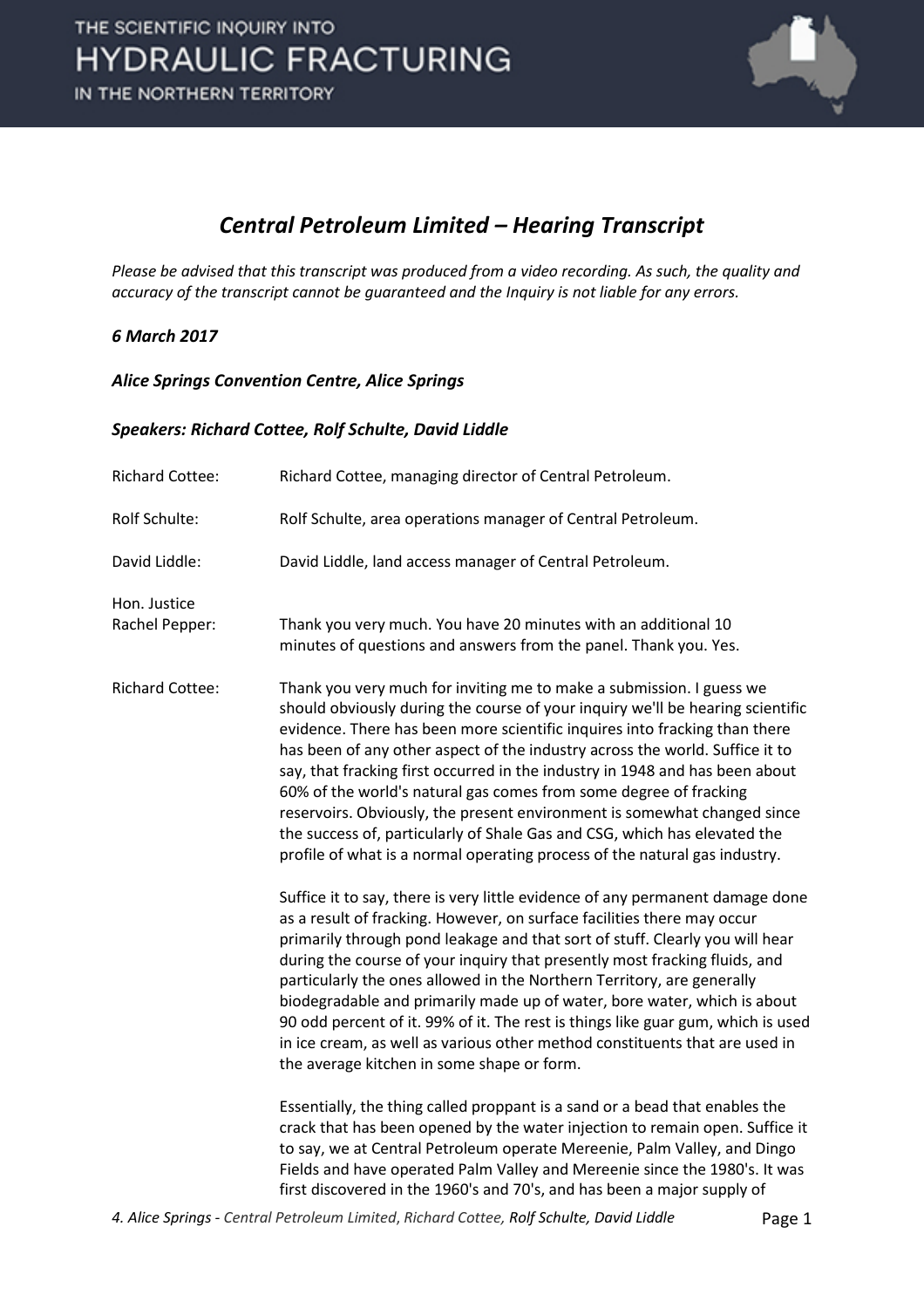# Central Petroleum Limited – Hearing Transcript

*Please be advised that this transcript was produced from a video recording. As such, the quality and accuracy of the transcript cannot be guaranteed and the Inquiry is not liable for any errors.*

***6 March 2017***

***Alice Springs Convention Centre, Alice Springs***

***Speakers: Richard Cottee, Rolf Schulte, David Liddle***

Richard Cottee: Richard Cottee, managing director of Central Petroleum.

Rolf Schulte: Rolf Schulte, area operations manager of Central Petroleum.

David Liddle: David Liddle, land access manager of Central Petroleum.

Hon. Justice Rachel Pepper: Thank you very much. You have 20 minutes with an additional 10 minutes of questions and answers from the panel. Thank you. Yes.

Richard Cottee: Thank you very much for inviting me to make a submission. I guess we should obviously during the course of your inquiry we'll be hearing scientific evidence. There has been more scientific inquires into fracking than there has been of any other aspect of the industry across the world. Suffice it to say, that fracking first occurred in the industry in 1948 and has been about 60% of the world's natural gas comes from some degree of fracking reservoirs. Obviously, the present environment is somewhat changed since the success of, particularly of Shale Gas and CSG, which has elevated the profile of what is a normal operating process of the natural gas industry.

Suffice it to say, there is very little evidence of any permanent damage done as a result of fracking. However, on surface facilities there may occur primarily through pond leakage and that sort of stuff. Clearly you will hear during the course of your inquiry that presently most fracking fluids, and particularly the ones allowed in the Northern Territory, are generally biodegradable and primarily made up of water, bore water, which is about 90 odd percent of it. 99% of it. The rest is things like guar gum, which is used in ice cream, as well as various other method constituents that are used in the average kitchen in some shape or form.

Essentially, the thing called proppant is a sand or a bead that enables the crack that has been opened by the water injection to remain open. Suffice it to say, we at Central Petroleum operate Mereenie, Palm Valley, and Dingo Fields and have operated Palm Valley and Mereenie since the 1980's. It was first discovered in the 1960's and 70's, and has been a major supply of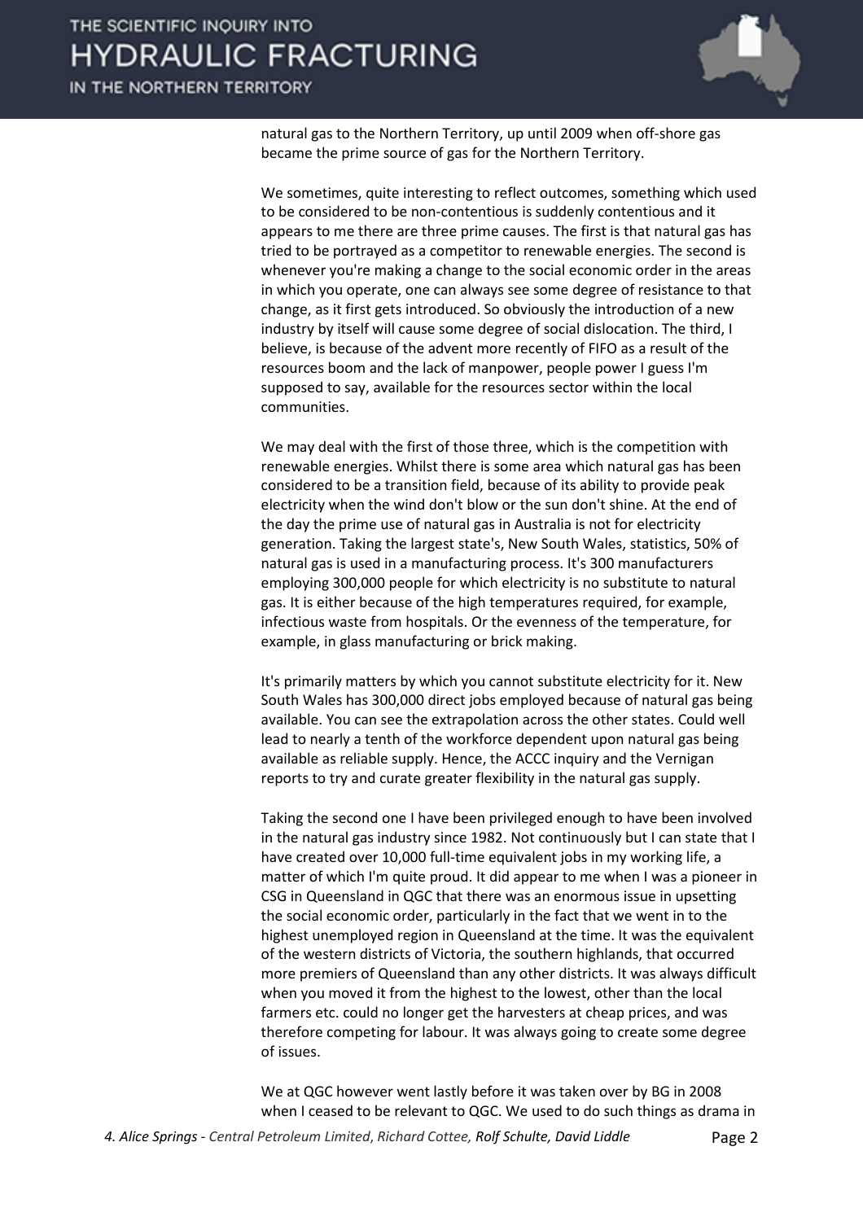natural gas to the Northern Territory, up until 2009 when off-shore gas became the prime source of gas for the Northern Territory.

We sometimes, quite interesting to reflect outcomes, something which used to be considered to be non-contentious is suddenly contentious and it appears to me there are three prime causes. The first is that natural gas has tried to be portrayed as a competitor to renewable energies. The second is whenever you're making a change to the social economic order in the areas in which you operate, one can always see some degree of resistance to that change, as it first gets introduced. So obviously the introduction of a new industry by itself will cause some degree of social dislocation. The third, I believe, is because of the advent more recently of FIFO as a result of the resources boom and the lack of manpower, people power I guess I'm supposed to say, available for the resources sector within the local communities.

We may deal with the first of those three, which is the competition with renewable energies. Whilst there is some area which natural gas has been considered to be a transition field, because of its ability to provide peak electricity when the wind don't blow or the sun don't shine. At the end of the day the prime use of natural gas in Australia is not for electricity generation. Taking the largest state's, New South Wales, statistics, 50% of natural gas is used in a manufacturing process. It's 300 manufacturers employing 300,000 people for which electricity is no substitute to natural gas. It is either because of the high temperatures required, for example, infectious waste from hospitals. Or the evenness of the temperature, for example, in glass manufacturing or brick making.

It's primarily matters by which you cannot substitute electricity for it. New South Wales has 300,000 direct jobs employed because of natural gas being available. You can see the extrapolation across the other states. Could well lead to nearly a tenth of the workforce dependent upon natural gas being available as reliable supply. Hence, the ACCC inquiry and the Vernigan reports to try and curate greater flexibility in the natural gas supply.

Taking the second one I have been privileged enough to have been involved in the natural gas industry since 1982. Not continuously but I can state that I have created over 10,000 full-time equivalent jobs in my working life, a matter of which I'm quite proud. It did appear to me when I was a pioneer in CSG in Queensland in QGC that there was an enormous issue in upsetting the social economic order, particularly in the fact that we went in to the highest unemployed region in Queensland at the time. It was the equivalent of the western districts of Victoria, the southern highlands, that occurred more premiers of Queensland than any other districts. It was always difficult when you moved it from the highest to the lowest, other than the local farmers etc. could no longer get the harvesters at cheap prices, and was therefore competing for labour. It was always going to create some degree of issues.

We at QGC however went lastly before it was taken over by BG in 2008 when I ceased to be relevant to QGC. We used to do such things as drama in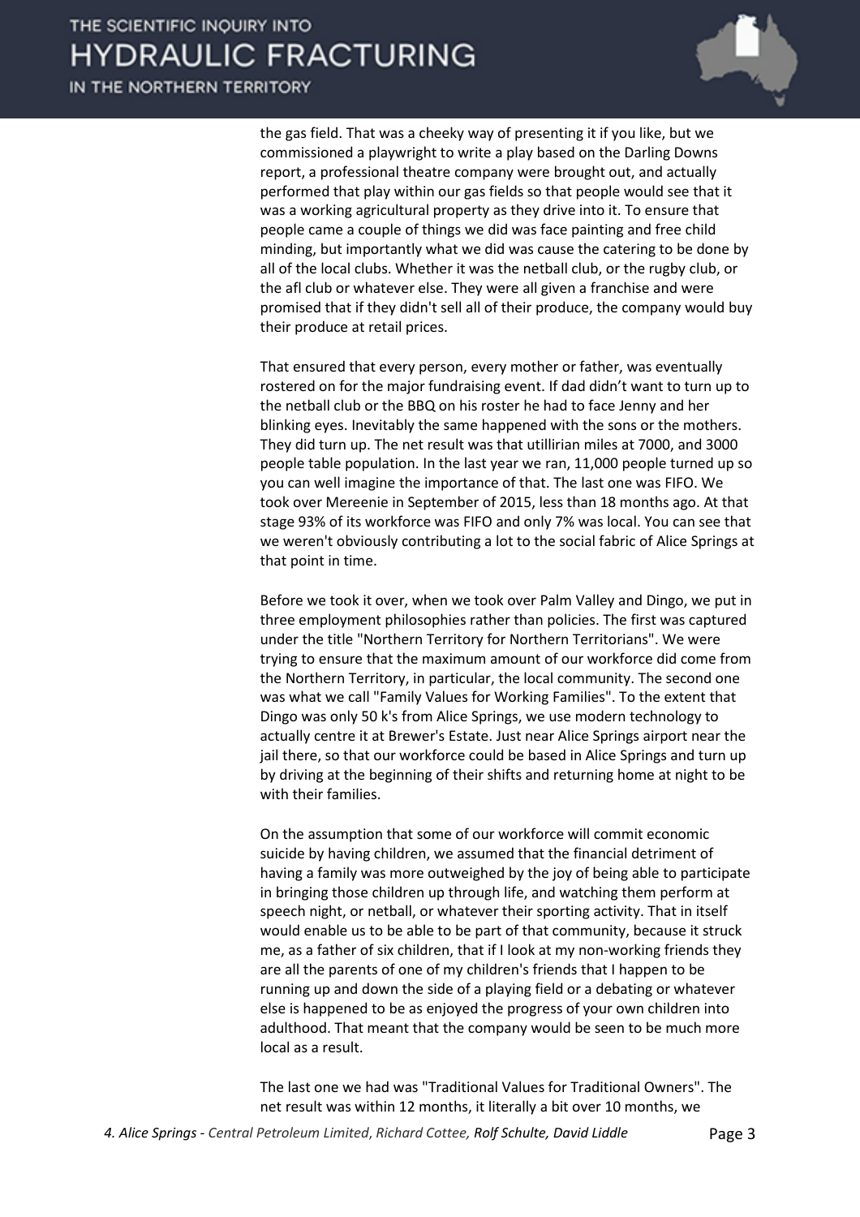the gas field. That was a cheeky way of presenting it if you like, but we commissioned a playwright to write a play based on the Darling Downs report, a professional theatre company were brought out, and actually performed that play within our gas fields so that people would see that it was a working agricultural property as they drive into it. To ensure that people came a couple of things we did was face painting and free child minding, but importantly what we did was cause the catering to be done by all of the local clubs. Whether it was the netball club, or the rugby club, or the afl club or whatever else. They were all given a franchise and were promised that if they didn't sell all of their produce, the company would buy their produce at retail prices.

That ensured that every person, every mother or father, was eventually rostered on for the major fundraising event. If dad didn't want to turn up to the netball club or the BBQ on his roster he had to face Jenny and her blinking eyes. Inevitably the same happened with the sons or the mothers. They did turn up. The net result was that utillirian miles at 7000, and 3000 people table population. In the last year we ran, 11,000 people turned up so you can well imagine the importance of that. The last one was FIFO. We took over Mereenie in September of 2015, less than 18 months ago. At that stage 93% of its workforce was FIFO and only 7% was local. You can see that we weren't obviously contributing a lot to the social fabric of Alice Springs at that point in time.

Before we took it over, when we took over Palm Valley and Dingo, we put in three employment philosophies rather than policies. The first was captured under the title "Northern Territory for Northern Territorians". We were trying to ensure that the maximum amount of our workforce did come from the Northern Territory, in particular, the local community. The second one was what we call "Family Values for Working Families". To the extent that Dingo was only 50 k's from Alice Springs, we use modern technology to actually centre it at Brewer's Estate. Just near Alice Springs airport near the jail there, so that our workforce could be based in Alice Springs and turn up by driving at the beginning of their shifts and returning home at night to be with their families.

On the assumption that some of our workforce will commit economic suicide by having children, we assumed that the financial detriment of having a family was more outweighed by the joy of being able to participate in bringing those children up through life, and watching them perform at speech night, or netball, or whatever their sporting activity. That in itself would enable us to be able to be part of that community, because it struck me, as a father of six children, that if I look at my non-working friends they are all the parents of one of my children's friends that I happen to be running up and down the side of a playing field or a debating or whatever else is happened to be as enjoyed the progress of your own children into adulthood. That meant that the company would be seen to be much more local as a result.

The last one we had was "Traditional Values for Traditional Owners". The net result was within 12 months, it literally a bit over 10 months, we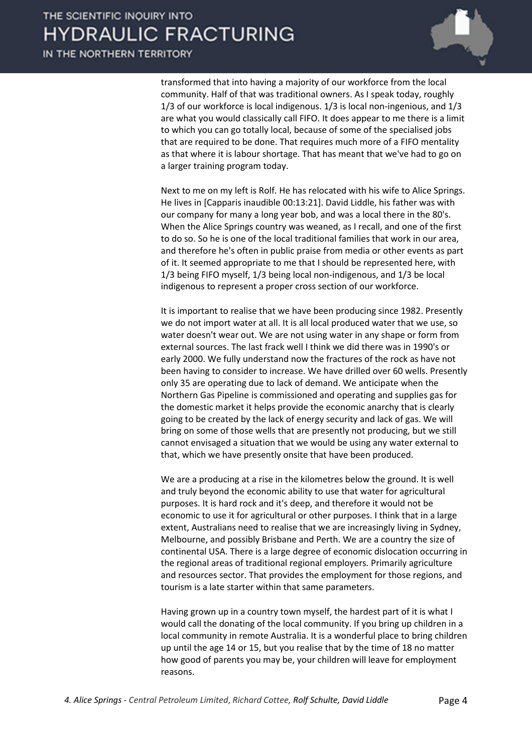transformed that into having a majority of our workforce from the local community. Half of that was traditional owners. As I speak today, roughly 1/3 of our workforce is local indigenous. 1/3 is local non-ingenious, and 1/3 are what you would classically call FIFO. It does appear to me there is a limit to which you can go totally local, because of some of the specialised jobs that are required to be done. That requires much more of a FIFO mentality as that where it is labour shortage. That has meant that we've had to go on a larger training program today.

Next to me on my left is Rolf. He has relocated with his wife to Alice Springs. He lives in [Capparis inaudible 00:13:21]. David Liddle, his father was with our company for many a long year bob, and was a local there in the 80's. When the Alice Springs country was weaned, as I recall, and one of the first to do so. So he is one of the local traditional families that work in our area, and therefore he's often in public praise from media or other events as part of it. It seemed appropriate to me that I should be represented here, with 1/3 being FIFO myself, 1/3 being local non-indigenous, and 1/3 be local indigenous to represent a proper cross section of our workforce.

It is important to realise that we have been producing since 1982. Presently we do not import water at all. It is all local produced water that we use, so water doesn't wear out. We are not using water in any shape or form from external sources. The last frack well I think we did there was in 1990's or early 2000. We fully understand now the fractures of the rock as have not been having to consider to increase. We have drilled over 60 wells. Presently only 35 are operating due to lack of demand. We anticipate when the Northern Gas Pipeline is commissioned and operating and supplies gas for the domestic market it helps provide the economic anarchy that is clearly going to be created by the lack of energy security and lack of gas. We will bring on some of those wells that are presently not producing, but we still cannot envisaged a situation that we would be using any water external to that, which we have presently onsite that have been produced.

We are a producing at a rise in the kilometres below the ground. It is well and truly beyond the economic ability to use that water for agricultural purposes. It is hard rock and it's deep, and therefore it would not be economic to use it for agricultural or other purposes. I think that in a large extent, Australians need to realise that we are increasingly living in Sydney, Melbourne, and possibly Brisbane and Perth. We are a country the size of continental USA. There is a large degree of economic dislocation occurring in the regional areas of traditional regional employers. Primarily agriculture and resources sector. That provides the employment for those regions, and tourism is a late starter within that same parameters.

Having grown up in a country town myself, the hardest part of it is what I would call the donating of the local community. If you bring up children in a local community in remote Australia. It is a wonderful place to bring children up until the age 14 or 15, but you realise that by the time of 18 no matter how good of parents you may be, your children will leave for employment reasons.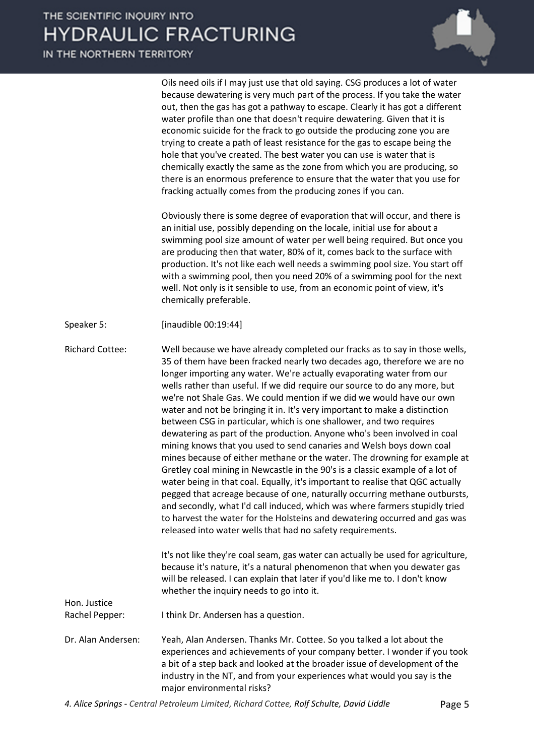Oils need oils if I may just use that old saying. CSG produces a lot of water because dewatering is very much part of the process. If you take the water out, then the gas has got a pathway to escape. Clearly it has got a different water profile than one that doesn't require dewatering. Given that it is economic suicide for the frack to go outside the producing zone you are trying to create a path of least resistance for the gas to escape being the hole that you've created. The best water you can use is water that is chemically exactly the same as the zone from which you are producing, so there is an enormous preference to ensure that the water that you use for fracking actually comes from the producing zones if you can.

Obviously there is some degree of evaporation that will occur, and there is an initial use, possibly depending on the locale, initial use for about a swimming pool size amount of water per well being required. But once you are producing then that water, 80% of it, comes back to the surface with production. It's not like each well needs a swimming pool size. You start off with a swimming pool, then you need 20% of a swimming pool for the next well. Not only is it sensible to use, from an economic point of view, it's chemically preferable.

Speaker 5: [inaudible 00:19:44]

Richard Cottee: Well because we have already completed our fracks as to say in those wells, 35 of them have been fracked nearly two decades ago, therefore we are no longer importing any water. We're actually evaporating water from our wells rather than useful. If we did require our source to do any more, but we're not Shale Gas. We could mention if we did we would have our own water and not be bringing it in. It's very important to make a distinction between CSG in particular, which is one shallower, and two requires dewatering as part of the production. Anyone who's been involved in coal mining knows that you used to send canaries and Welsh boys down coal mines because of either methane or the water. The drowning for example at Gretley coal mining in Newcastle in the 90's is a classic example of a lot of water being in that coal. Equally, it's important to realise that QGC actually pegged that acreage because of one, naturally occurring methane outbursts, and secondly, what I'd call induced, which was where farmers stupidly tried to harvest the water for the Holsteins and dewatering occurred and gas was released into water wells that had no safety requirements.

It's not like they're coal seam, gas water can actually be used for agriculture, because it's nature, it's a natural phenomenon that when you dewater gas will be released. I can explain that later if you'd like me to. I don't know whether the inquiry needs to go into it.

Hon. Justice Rachel Pepper: I think Dr. Andersen has a question.

Dr. Alan Andersen: Yeah, Alan Andersen. Thanks Mr. Cottee. So you talked a lot about the experiences and achievements of your company better. I wonder if you took a bit of a step back and looked at the broader issue of development of the industry in the NT, and from your experiences what would you say is the major environmental risks?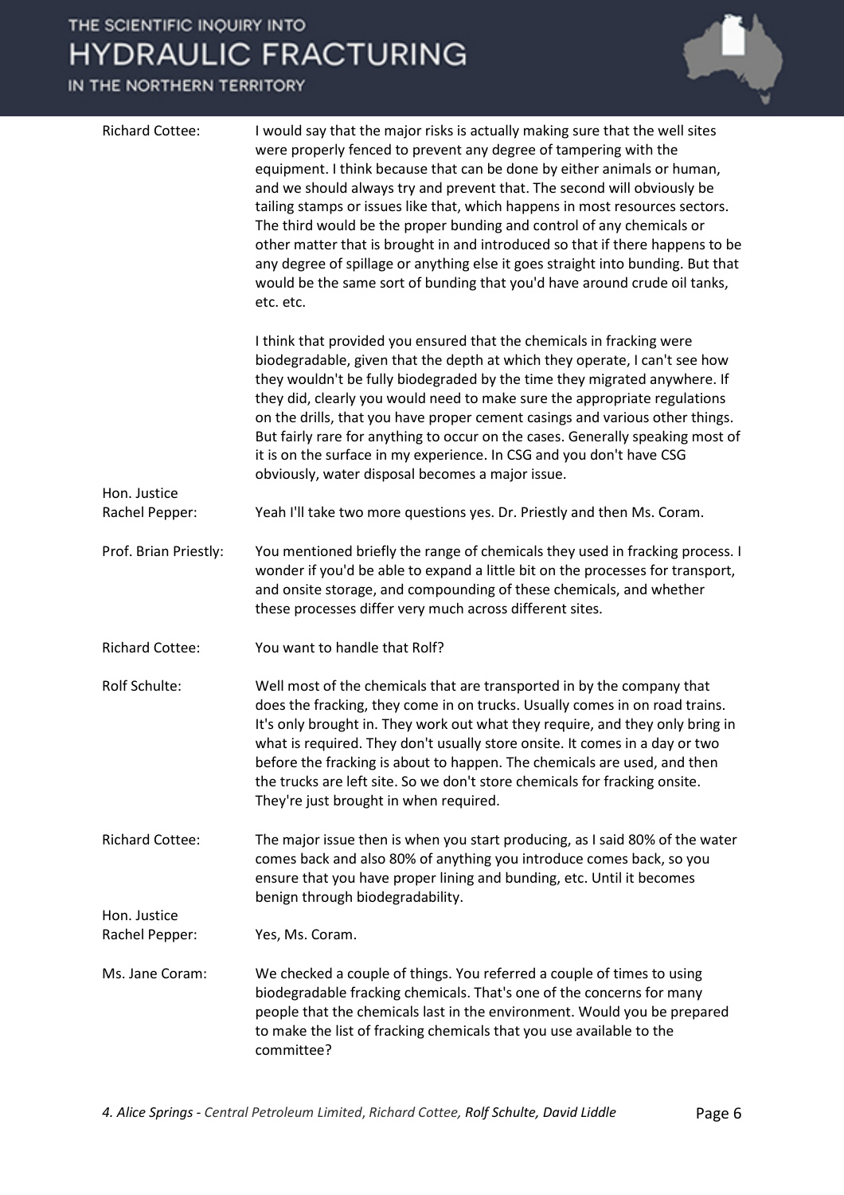**Richard Cottee:** I would say that the major risks is actually making sure that the well sites were properly fenced to prevent any degree of tampering with the equipment. I think because that can be done by either animals or human, and we should always try and prevent that. The second will obviously be tailing stamps or issues like that, which happens in most resources sectors. The third would be the proper bunding and control of any chemicals or other matter that is brought in and introduced so that if there happens to be any degree of spillage or anything else it goes straight into bunding. But that would be the same sort of bunding that you'd have around crude oil tanks, etc. etc.

I think that provided you ensured that the chemicals in fracking were biodegradable, given that the depth at which they operate, I can't see how they wouldn't be fully biodegraded by the time they migrated anywhere. If they did, clearly you would need to make sure the appropriate regulations on the drills, that you have proper cement casings and various other things. But fairly rare for anything to occur on the cases. Generally speaking most of it is on the surface in my experience. In CSG and you don't have CSG obviously, water disposal becomes a major issue.

**Hon. Justice Rachel Pepper:** Yeah I'll take two more questions yes. Dr. Priestly and then Ms. Coram.

**Prof. Brian Priestly:** You mentioned briefly the range of chemicals they used in fracking process. I wonder if you'd be able to expand a little bit on the processes for transport, and onsite storage, and compounding of these chemicals, and whether these processes differ very much across different sites.

**Richard Cottee:** You want to handle that Rolf?

**Rolf Schulte:** Well most of the chemicals that are transported in by the company that does the fracking, they come in on trucks. Usually comes in on road trains. It's only brought in. They work out what they require, and they only bring in what is required. They don't usually store onsite. It comes in a day or two before the fracking is about to happen. The chemicals are used, and then the trucks are left site. So we don't store chemicals for fracking onsite. They're just brought in when required.

**Richard Cottee:** The major issue then is when you start producing, as I said 80% of the water comes back and also 80% of anything you introduce comes back, so you ensure that you have proper lining and bunding, etc. Until it becomes benign through biodegradability.

**Hon. Justice Rachel Pepper:** Yes, Ms. Coram.

**Ms. Jane Coram:** We checked a couple of things. You referred a couple of times to using biodegradable fracking chemicals. That's one of the concerns for many people that the chemicals last in the environment. Would you be prepared to make the list of fracking chemicals that you use available to the committee?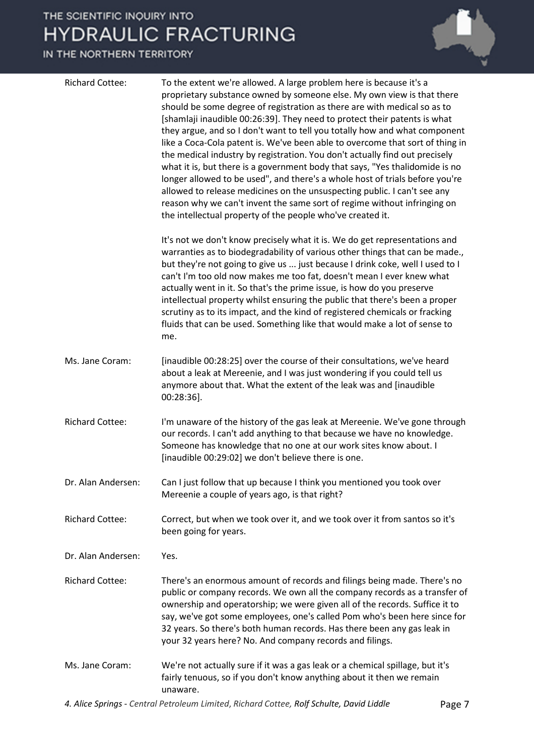**Richard Cottee:** To the extent we're allowed. A large problem here is because it's a proprietary substance owned by someone else. My own view is that there should be some degree of registration as there are with medical so as to [shamlaji inaudible 00:26:39]. They need to protect their patents is what they argue, and so I don't want to tell you totally how and what component like a Coca-Cola patent is. We've been able to overcome that sort of thing in the medical industry by registration. You don't actually find out precisely what it is, but there is a government body that says, "Yes thalidomide is no longer allowed to be used", and there's a whole host of trials before you're allowed to release medicines on the unsuspecting public. I can't see any reason why we can't invent the same sort of regime without infringing on the intellectual property of the people who've created it.

It's not we don't know precisely what it is. We do get representations and warranties as to biodegradability of various other things that can be made., but they're not going to give us ... just because I drink coke, well I used to I can't I'm too old now makes me too fat, doesn't mean I ever knew what actually went in it. So that's the prime issue, is how do you preserve intellectual property whilst ensuring the public that there's been a proper scrutiny as to its impact, and the kind of registered chemicals or fracking fluids that can be used. Something like that would make a lot of sense to me.

**Ms. Jane Coram:** [inaudible 00:28:25] over the course of their consultations, we've heard about a leak at Mereenie, and I was just wondering if you could tell us anymore about that. What the extent of the leak was and [inaudible 00:28:36].

**Richard Cottee:** I'm unaware of the history of the gas leak at Mereenie. We've gone through our records. I can't add anything to that because we have no knowledge. Someone has knowledge that no one at our work sites know about. I [inaudible 00:29:02] we don't believe there is one.

**Dr. Alan Andersen:** Can I just follow that up because I think you mentioned you took over Mereenie a couple of years ago, is that right?

**Richard Cottee:** Correct, but when we took over it, and we took over it from santos so it's been going for years.

**Dr. Alan Andersen:** Yes.

**Richard Cottee:** There's an enormous amount of records and filings being made. There's no public or company records. We own all the company records as a transfer of ownership and operatorship; we were given all of the records. Suffice it to say, we've got some employees, one's called Pom who's been here since for 32 years. So there's both human records. Has there been any gas leak in your 32 years here? No. And company records and filings.

**Ms. Jane Coram:** We're not actually sure if it was a gas leak or a chemical spillage, but it's fairly tenuous, so if you don't know anything about it then we remain unaware.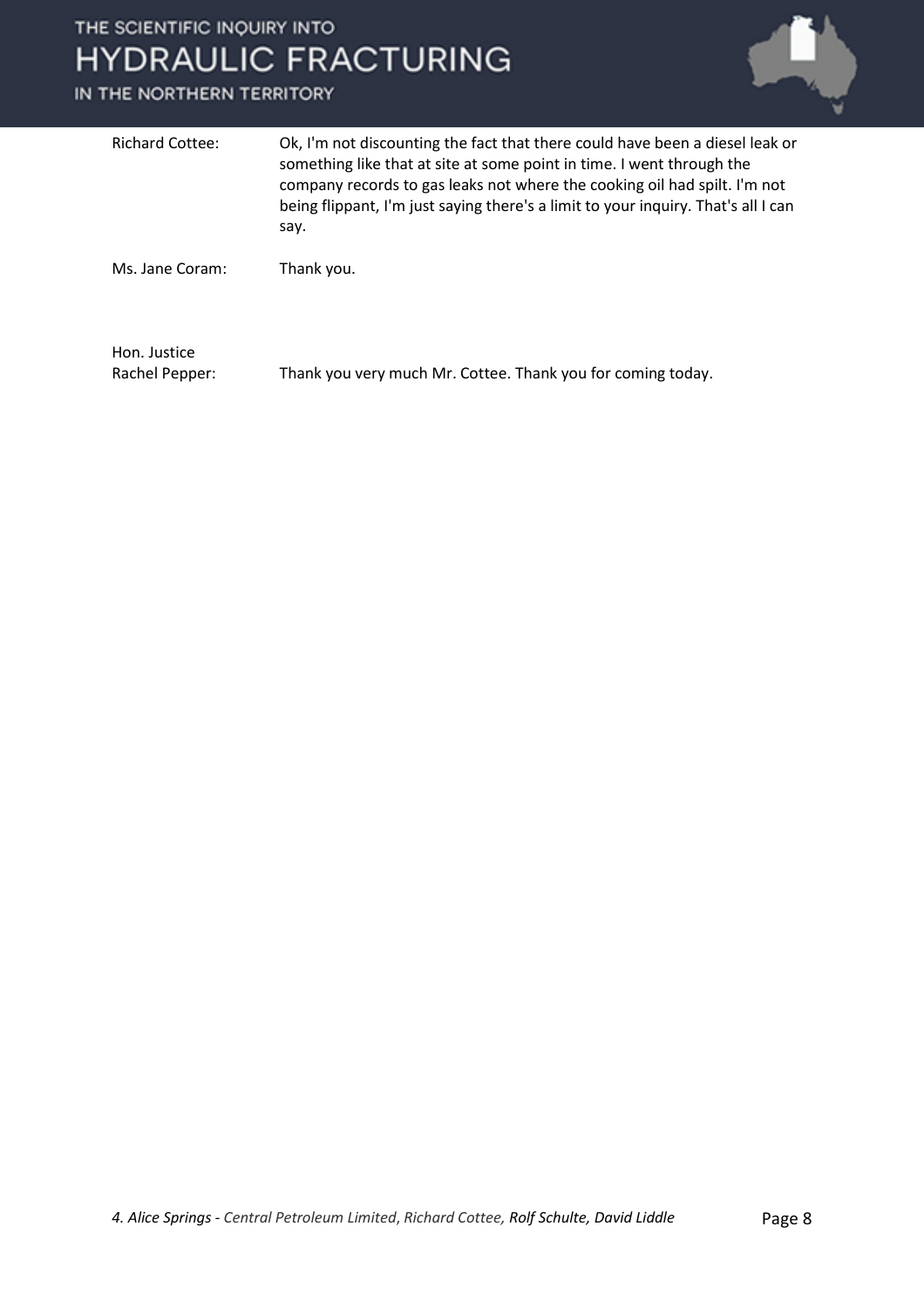Richard Cottee: Ok, I'm not discounting the fact that there could have been a diesel leak or something like that at site at some point in time. I went through the company records to gas leaks not where the cooking oil had spilt. I'm not being flippant, I'm just saying there's a limit to your inquiry. That's all I can say.

Ms. Jane Coram: Thank you.

Hon. Justice Rachel Pepper: Thank you very much Mr. Cottee. Thank you for coming today.